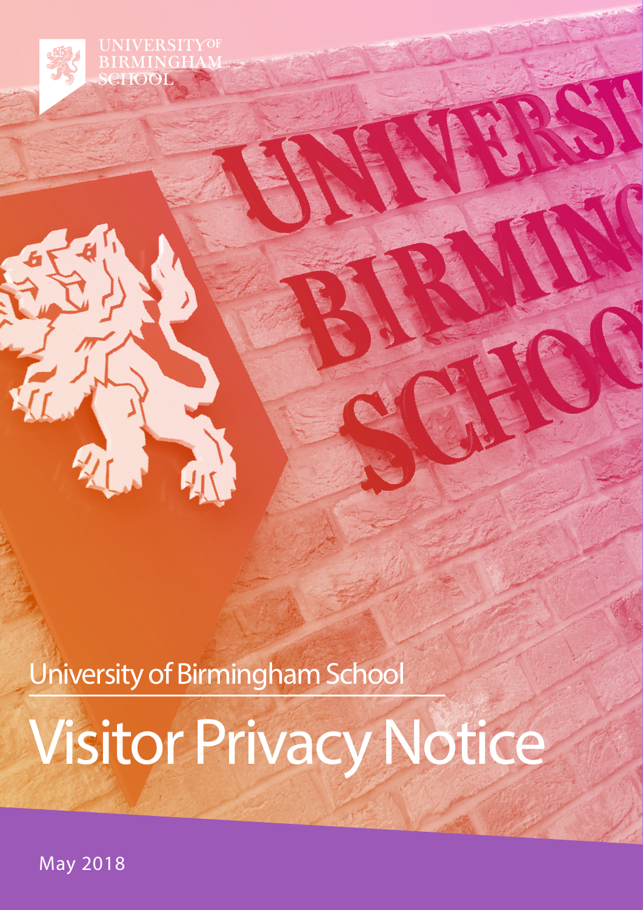UNIVERSITY OF BIRMINGHAM SCHOOL

University of Birmingham School

# Visitor Privacy Notice

May 2018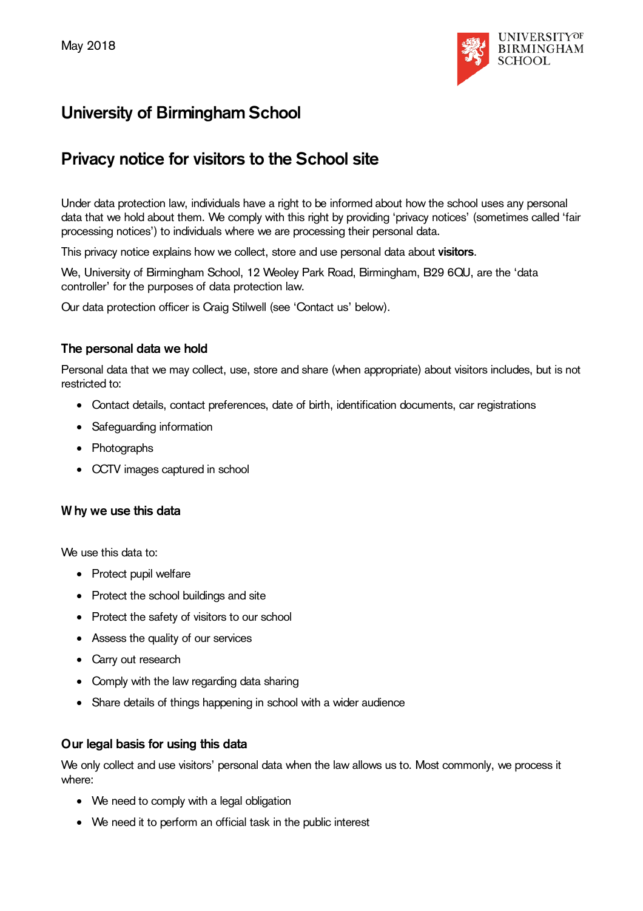May 2018

# University of Birmingham School

## Privacy notice for visitors to the School site

Under data protection law, individuals have a right to be informed about how the school uses any personal data that we hold about them. We comply with this right by providing 'privacy notices' (sometimes called 'fair processing notices') to individuals where we are processing their personal data.

This privacy notice explains how we collect, store and use personal data about **visitors**.

We, University of Birmingham School, 12 Weoley Park Road, Birmingham, B29 6QU, are the 'data controller' for the purposes of data protection law.

Our data protection officer is Craig Stilwell (see 'Contact us' below).

### The personal data we hold

Personal data that we may collect, use, store and share (when appropriate) about visitors includes, but is not restricted to:

- Contact details, contact preferences, date of birth, identification documents, car registrations
- Safeguarding information
- Photographs
- CCTV images captured in school

### Why we use this data

We use this data to:

- Protect pupil welfare
- Protect the school buildings and site
- Protect the safety of visitors to our school
- Assess the quality of our services
- Carry out research
- Comply with the law regarding data sharing
- Share details of things happening in school with a wider audience

### Our legal basis for using this data

We only collect and use visitors' personal data when the law allows us to. Most commonly, we process it where:

- We need to comply with a legal obligation
- We need it to perform an official task in the public interest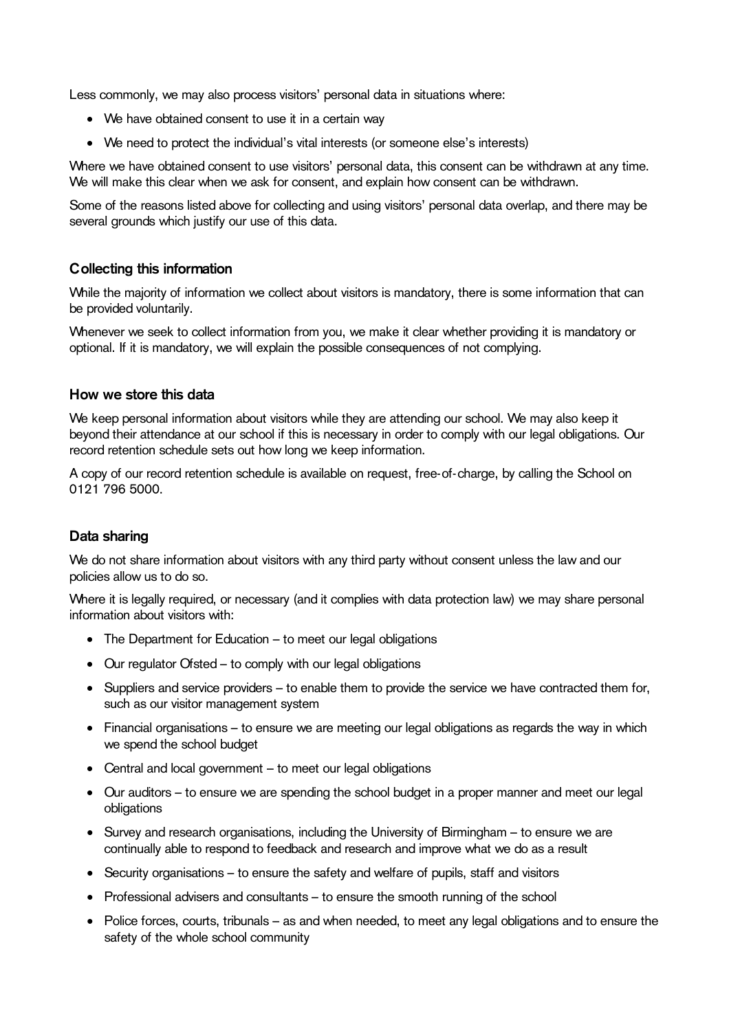Less commonly, we may also process visitors' personal data in situations where:

- We have obtained consent to use it in a certain way
- We need to protect the individual's vital interests (or someone else's interests)

Where we have obtained consent to use visitors' personal data, this consent can be withdrawn at any time. We will make this clear when we ask for consent, and explain how consent can be withdrawn.

Some of the reasons listed above for collecting and using visitors' personal data overlap, and there may be several grounds which justify our use of this data.

### Collecting this information

While the majority of information we collect about visitors is mandatory, there is some information that can be provided voluntarily.

Whenever we seek to collect information from you, we make it clear whether providing it is mandatory or optional. If it is mandatory, we will explain the possible consequences of not complying.

### How we store this data

We keep personal information about visitors while they are attending our school. We may also keep it beyond their attendance at our school if this is necessary in order to comply with our legal obligations. Our record retention schedule sets out how long we keep information.

A copy of our record retention schedule is available on request, free-of-charge, by calling the School on 0121 796 5000.

### Data sharing

We do not share information about visitors with any third party without consent unless the law and our policies allow us to do so.

Where it is legally required, or necessary (and it complies with data protection law) we may share personal information about visitors with:

- The Department for Education – to meet our legal obligations
- Our regulator Ofsted – to comply with our legal obligations
- Suppliers and service providers – to enable them to provide the service we have contracted them for, such as our visitor management system
- Financial organisations – to ensure we are meeting our legal obligations as regards the way in which we spend the school budget
- Central and local government – to meet our legal obligations
- Our auditors – to ensure we are spending the school budget in a proper manner and meet our legal obligations
- Survey and research organisations, including the University of Birmingham – to ensure we are continually able to respond to feedback and research and improve what we do as a result
- Security organisations – to ensure the safety and welfare of pupils, staff and visitors
- Professional advisers and consultants – to ensure the smooth running of the school
- Police forces, courts, tribunals – as and when needed, to meet any legal obligations and to ensure the safety of the whole school community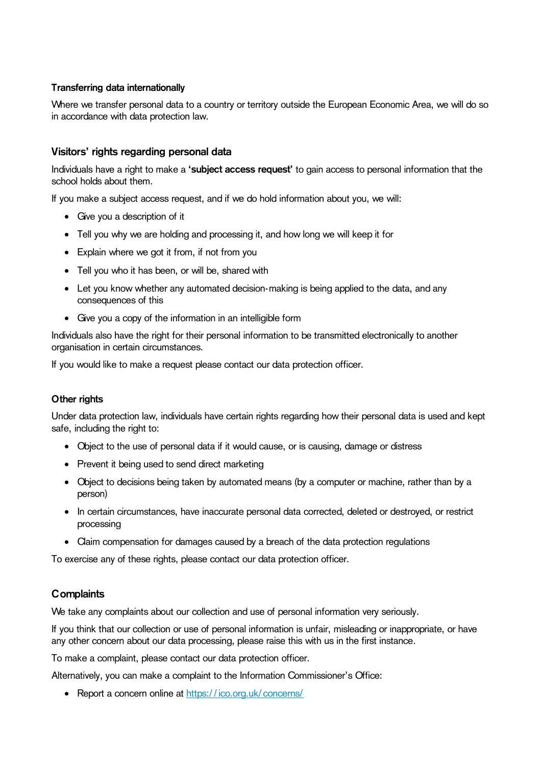### Transferring data internationally

Where we transfer personal data to a country or territory outside the European Economic Area, we will do so in accordance with data protection law.

## Visitors' rights regarding personal data

Individuals have a right to make a **'subject access request'** to gain access to personal information that the school holds about them.

If you make a subject access request, and if we do hold information about you, we will:

- Give you a description of it
- Tell you why we are holding and processing it, and how long we will keep it for
- Explain where we got it from, if not from you
- Tell you who it has been, or will be, shared with
- Let you know whether any automated decision-making is being applied to the data, and any consequences of this
- Give you a copy of the information in an intelligible form

Individuals also have the right for their personal information to be transmitted electronically to another organisation in certain circumstances.

If you would like to make a request please contact our data protection officer.

### Other rights

Under data protection law, individuals have certain rights regarding how their personal data is used and kept safe, including the right to:

- Object to the use of personal data if it would cause, or is causing, damage or distress
- Prevent it being used to send direct marketing
- Object to decisions being taken by automated means (by a computer or machine, rather than by a person)
- In certain circumstances, have inaccurate personal data corrected, deleted or destroyed, or restrict processing
- Claim compensation for damages caused by a breach of the data protection regulations

To exercise any of these rights, please contact our data protection officer.

## Complaints

We take any complaints about our collection and use of personal information very seriously.

If you think that our collection or use of personal information is unfair, misleading or inappropriate, or have any other concern about our data processing, please raise this with us in the first instance.

To make a complaint, please contact our data protection officer.

Alternatively, you can make a complaint to the Information Commissioner's Office:

- Report a concern online at [https://ico.org.uk/concerns/](https://ico.org.uk/concerns/)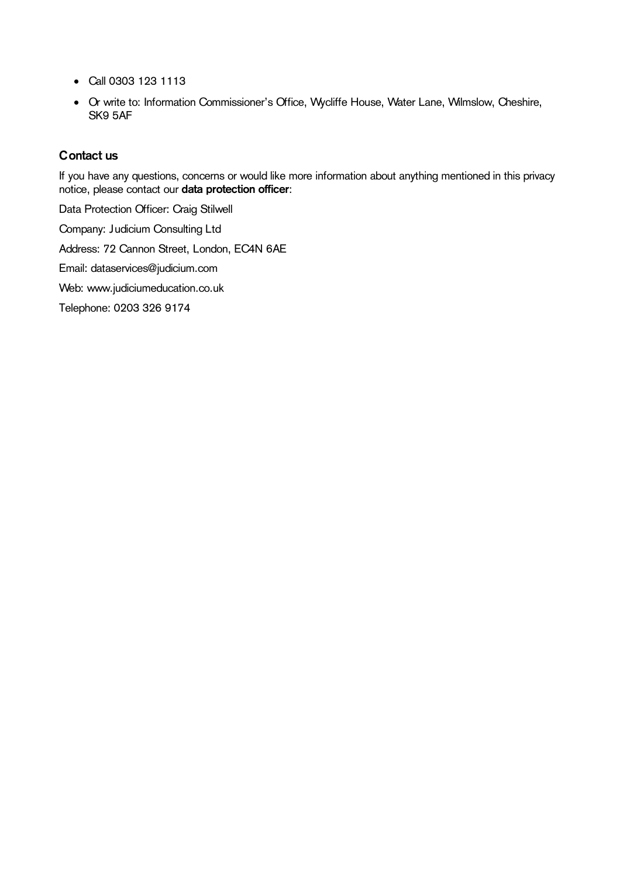- Call 0303 123 1113
- Or write to: Information Commissioner's Office, Wycliffe House, Water Lane, Wilmslow, Cheshire, SK9 5AF

### Contact us

If you have any questions, concerns or would like more information about anything mentioned in this privacy notice, please contact our **data protection officer**:

Data Protection Officer: Craig Stilwell

Company: Judicium Consulting Ltd

Address: 72 Cannon Street, London, EC4N 6AE

Email: dataservices@judicium.com

Web: www.judiciumeducation.co.uk

Telephone: 0203 326 9174